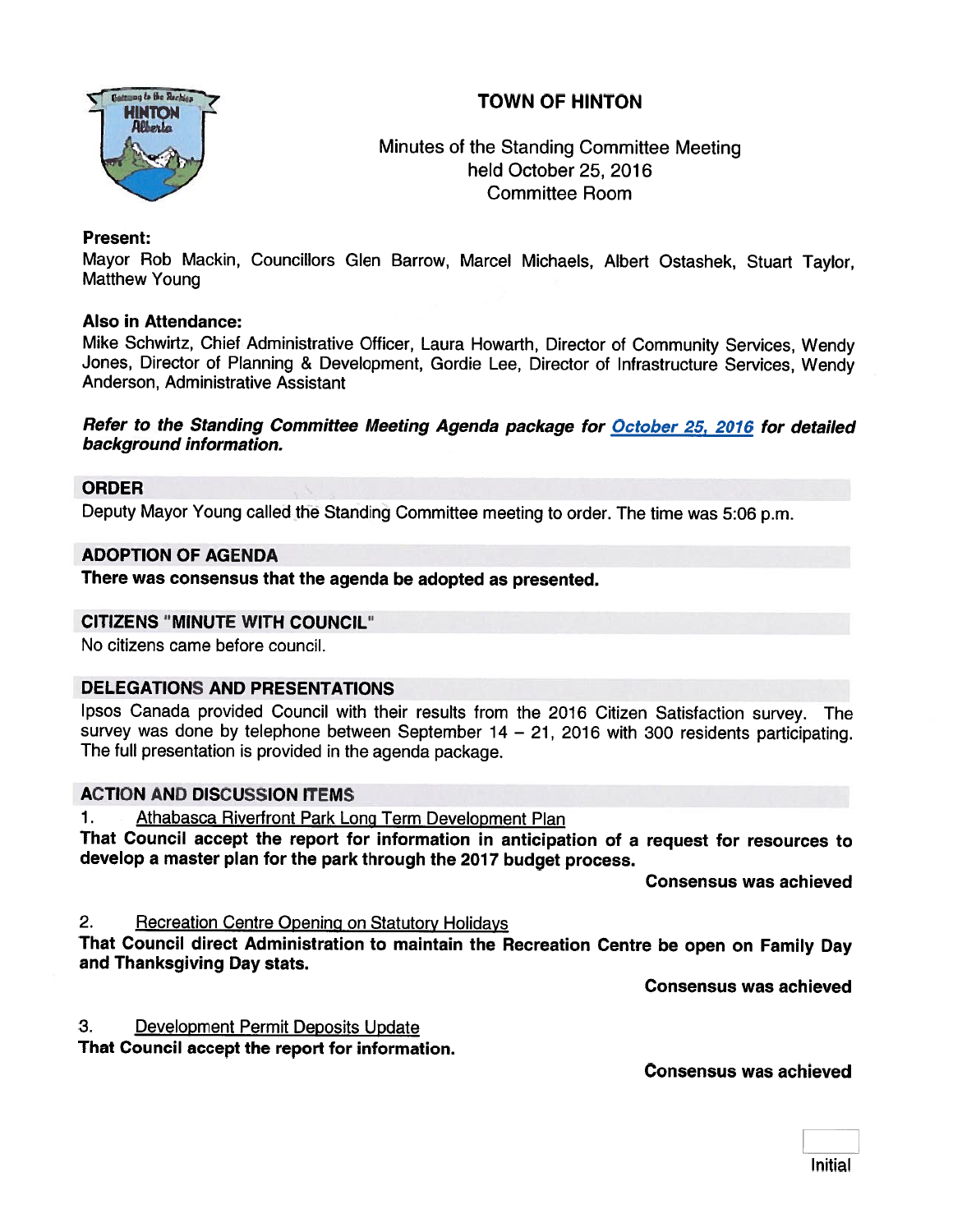# TOWN OF HINTON

Minutes of the Standing Committee Meeting
held October 25, 2016
Committee Room

**Present:**
Mayor Rob Mackin, Councillors Glen Barrow, Marcel Michaels, Albert Ostashek, Stuart Taylor, Matthew Young

**Also in Attendance:**
Mike Schwirtz, Chief Administrative Officer, Laura Howarth, Director of Community Services, Wendy Jones, Director of Planning & Development, Gordie Lee, Director of Infrastructure Services, Wendy Anderson, Administrative Assistant

***Refer to the Standing Committee Meeting Agenda package for October 25, 2016 for detailed background information.***

## ORDER

Deputy Mayor Young called the Standing Committee meeting to order. The time was 5:06 p.m.

## ADOPTION OF AGENDA

**There was consensus that the agenda be adopted as presented.**

## CITIZENS "MINUTE WITH COUNCIL"

No citizens came before council.

## DELEGATIONS AND PRESENTATIONS

Ipsos Canada provided Council with their results from the 2016 Citizen Satisfaction survey. The survey was done by telephone between September 14 – 21, 2016 with 300 residents participating. The full presentation is provided in the agenda package.

## ACTION AND DISCUSSION ITEMS

1. Athabasca Riverfront Park Long Term Development Plan

**That Council accept the report for information in anticipation of a request for resources to develop a master plan for the park through the 2017 budget process.**

**Consensus was achieved**

2. Recreation Centre Opening on Statutory Holidays

**That Council direct Administration to maintain the Recreation Centre be open on Family Day and Thanksgiving Day stats.**

**Consensus was achieved**

3. Development Permit Deposits Update

**That Council accept the report for information.**

**Consensus was achieved**

Initial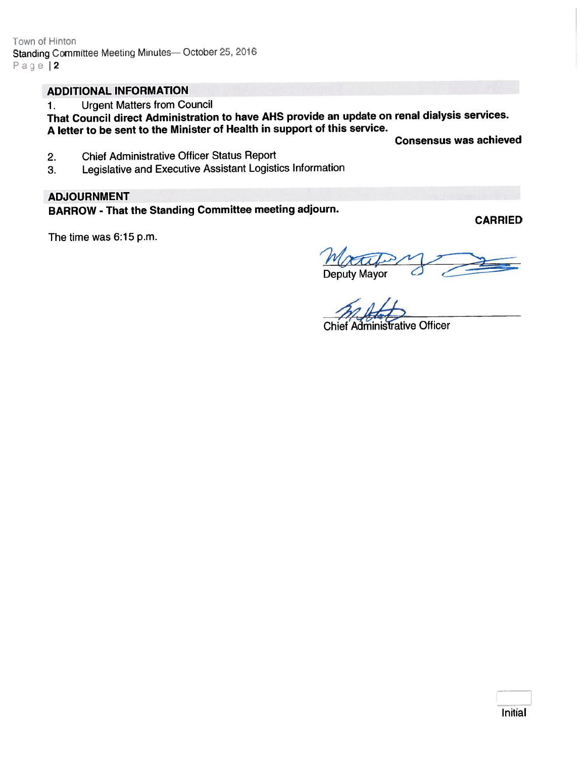## ADDITIONAL INFORMATION

1. Urgent Matters from Council

**That Council direct Administration to have AHS provide an update on renal dialysis services. A letter to be sent to the Minister of Health in support of this service.**

**Consensus was achieved**

2. Chief Administrative Officer Status Report
3. Legislative and Executive Assistant Logistics Information

## ADJOURNMENT

**BARROW - That the Standing Committee meeting adjourn.**

**CARRIED**

The time was 6:15 p.m.

Deputy Mayor

Chief Administrative Officer

Initial